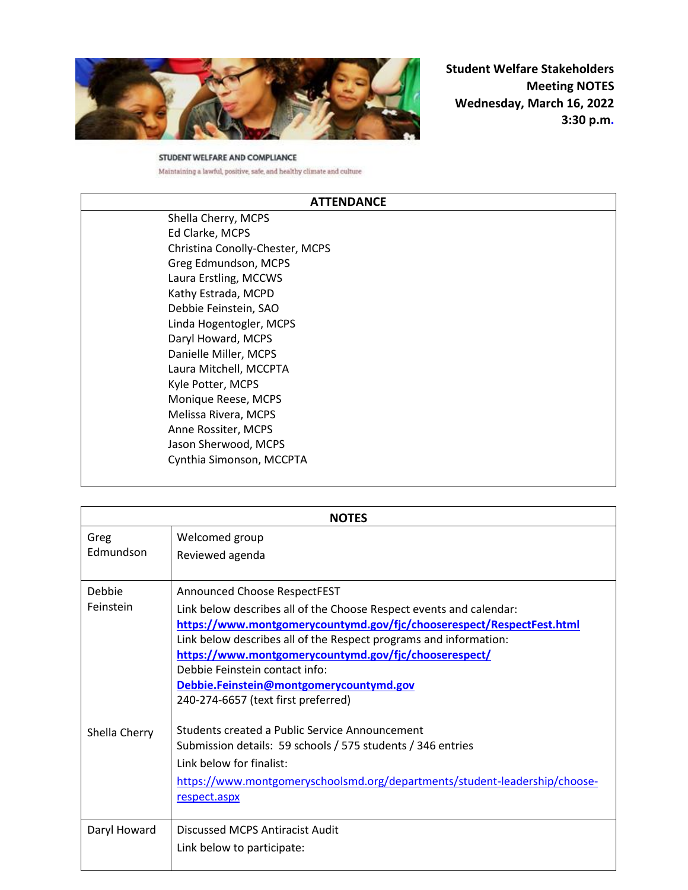**STUDENT WELFARE AND COMPLIANCE**

Maintaining a lawful, positive, safe, and healthy climate and culture

# Student Welfare Stakeholders Meeting NOTES

**Wednesday, March 16, 2022**

**3:30 p.m.**

| ATTENDANCE |
|---|
| Shella Cherry, MCPS<br>Ed Clarke, MCPS<br>Christina Conolly-Chester, MCPS<br>Greg Edmundson, MCPS<br>Laura Erstling, MCCWS<br>Kathy Estrada, MCPD<br>Debbie Feinstein, SAO<br>Linda Hogentogler, MCPS<br>Daryl Howard, MCPS<br>Danielle Miller, MCPS<br>Laura Mitchell, MCCPTA<br>Kyle Potter, MCPS<br>Monique Reese, MCPS<br>Melissa Rivera, MCPS<br>Anne Rossiter, MCPS<br>Jason Sherwood, MCPS<br>Cynthia Simonson, MCCPTA |

| NOTES | |
|---|---|
| Greg Edmundson | Welcomed group<br>Reviewed agenda |
| Debbie Feinstein | Announced Choose RespectFEST<br>Link below describes all of the Choose Respect events and calendar:<br>**https://www.montgomerycountymd.gov/fjc/chooserespect/RespectFest.html**<br>Link below describes all of the Respect programs and information:<br>**https://www.montgomerycountymd.gov/fjc/chooserespect/**<br>Debbie Feinstein contact info:<br>**Debbie.Feinstein@montgomerycountymd.gov**<br>240-274-6657 (text first preferred) |
| Shella Cherry | Students created a Public Service Announcement<br>Submission details: 59 schools / 575 students / 346 entries<br>Link below for finalist:<br>https://www.montgomeryschoolsmd.org/departments/student-leadership/choose-respect.aspx |
| Daryl Howard | Discussed MCPS Antiracist Audit<br>Link below to participate: |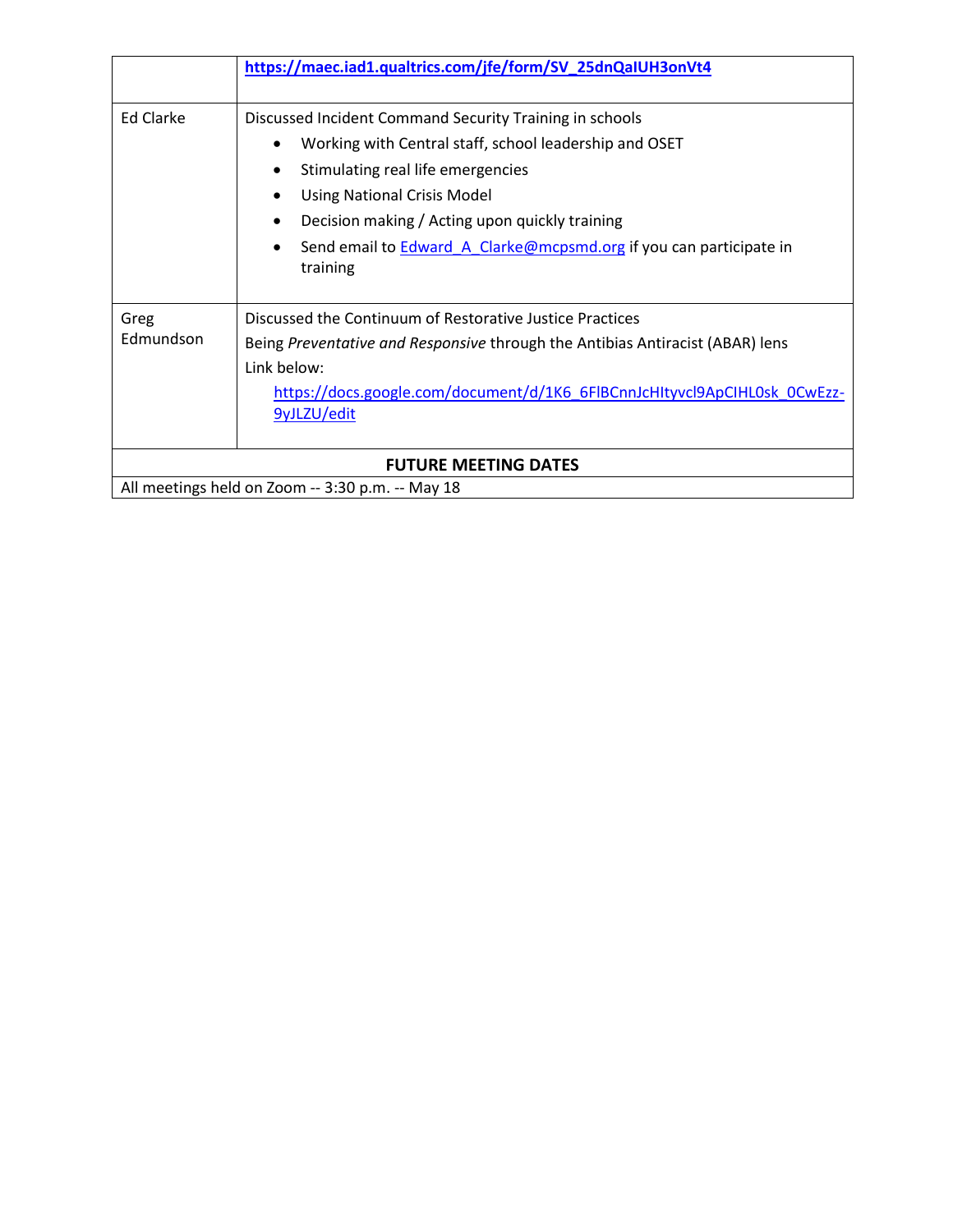| | |
|---|---|
| | **https://maec.iad1.qualtrics.com/jfe/form/SV_25dnQaIUH3onVt4** |
| Ed Clarke | Discussed Incident Command Security Training in schools<br>• Working with Central staff, school leadership and OSET<br>• Stimulating real life emergencies<br>• Using National Crisis Model<br>• Decision making / Acting upon quickly training<br>• Send email to Edward_A_Clarke@mcpsmd.org if you can participate in training |
| Greg Edmundson | Discussed the Continuum of Restorative Justice Practices<br>Being *Preventative and Responsive* through the Antibias Antiracist (ABAR) lens<br>Link below:<br>https://docs.google.com/document/d/1K6_6FlBCnnJcHItyvcl9ApCIHL0sk_0CwEzz-9yJLZU/edit |

**FUTURE MEETING DATES**

All meetings held on Zoom -- 3:30 p.m. -- May 18